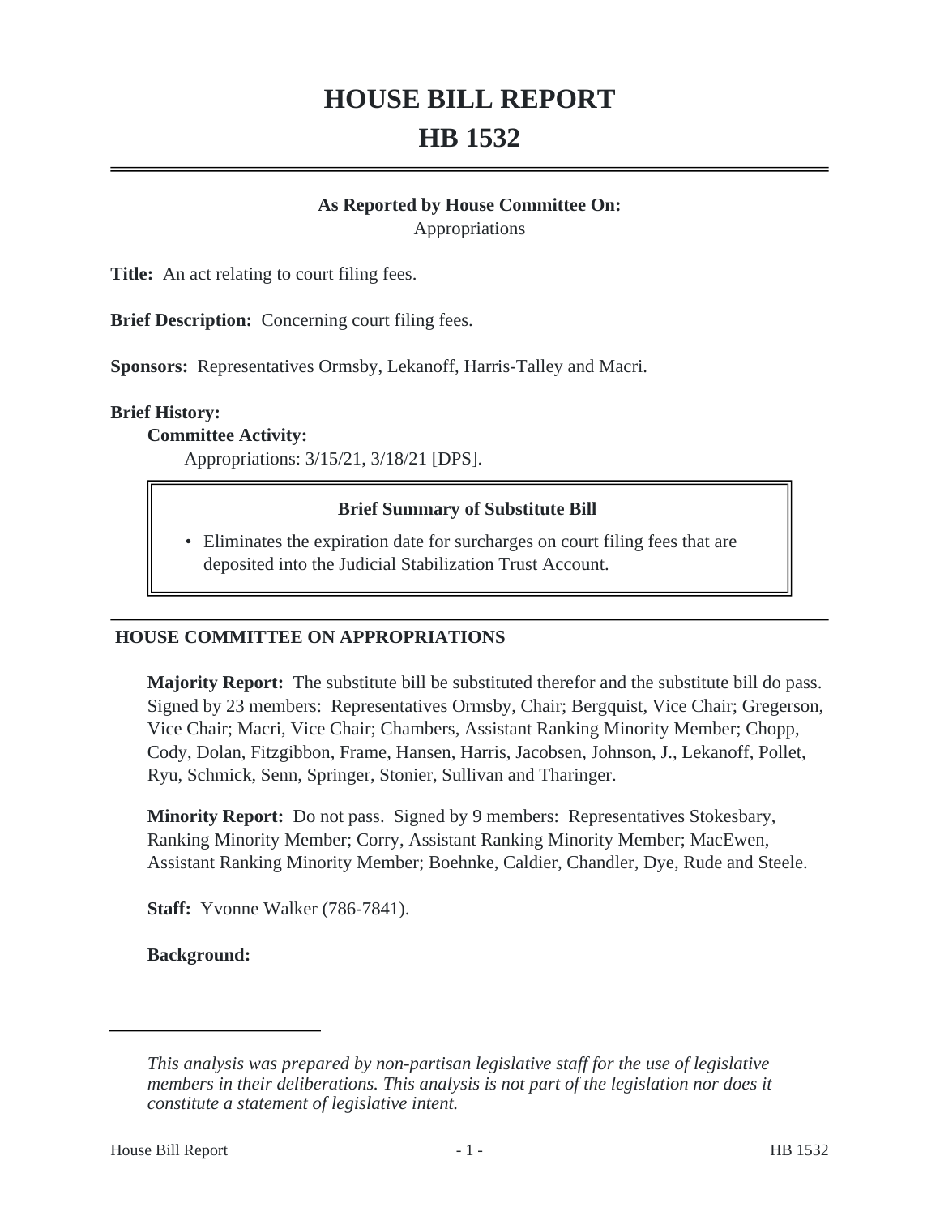# HOUSE BILL REPORT
# HB 1532

**As Reported by House Committee On:**
Appropriations

**Title:** An act relating to court filing fees.

**Brief Description:** Concerning court filing fees.

**Sponsors:** Representatives Ormsby, Lekanoff, Harris-Talley and Macri.

**Brief History:**

**Committee Activity:**

Appropriations: 3/15/21, 3/18/21 [DPS].

**Brief Summary of Substitute Bill**

- Eliminates the expiration date for surcharges on court filing fees that are deposited into the Judicial Stabilization Trust Account.

## HOUSE COMMITTEE ON APPROPRIATIONS

**Majority Report:** The substitute bill be substituted therefor and the substitute bill do pass. Signed by 23 members: Representatives Ormsby, Chair; Bergquist, Vice Chair; Gregerson, Vice Chair; Macri, Vice Chair; Chambers, Assistant Ranking Minority Member; Chopp, Cody, Dolan, Fitzgibbon, Frame, Hansen, Harris, Jacobsen, Johnson, J., Lekanoff, Pollet, Ryu, Schmick, Senn, Springer, Stonier, Sullivan and Tharinger.

**Minority Report:** Do not pass. Signed by 9 members: Representatives Stokesbary, Ranking Minority Member; Corry, Assistant Ranking Minority Member; MacEwen, Assistant Ranking Minority Member; Boehnke, Caldier, Chandler, Dye, Rude and Steele.

**Staff:** Yvonne Walker (786-7841).

**Background:**

---

*This analysis was prepared by non-partisan legislative staff for the use of legislative members in their deliberations. This analysis is not part of the legislation nor does it constitute a statement of legislative intent.*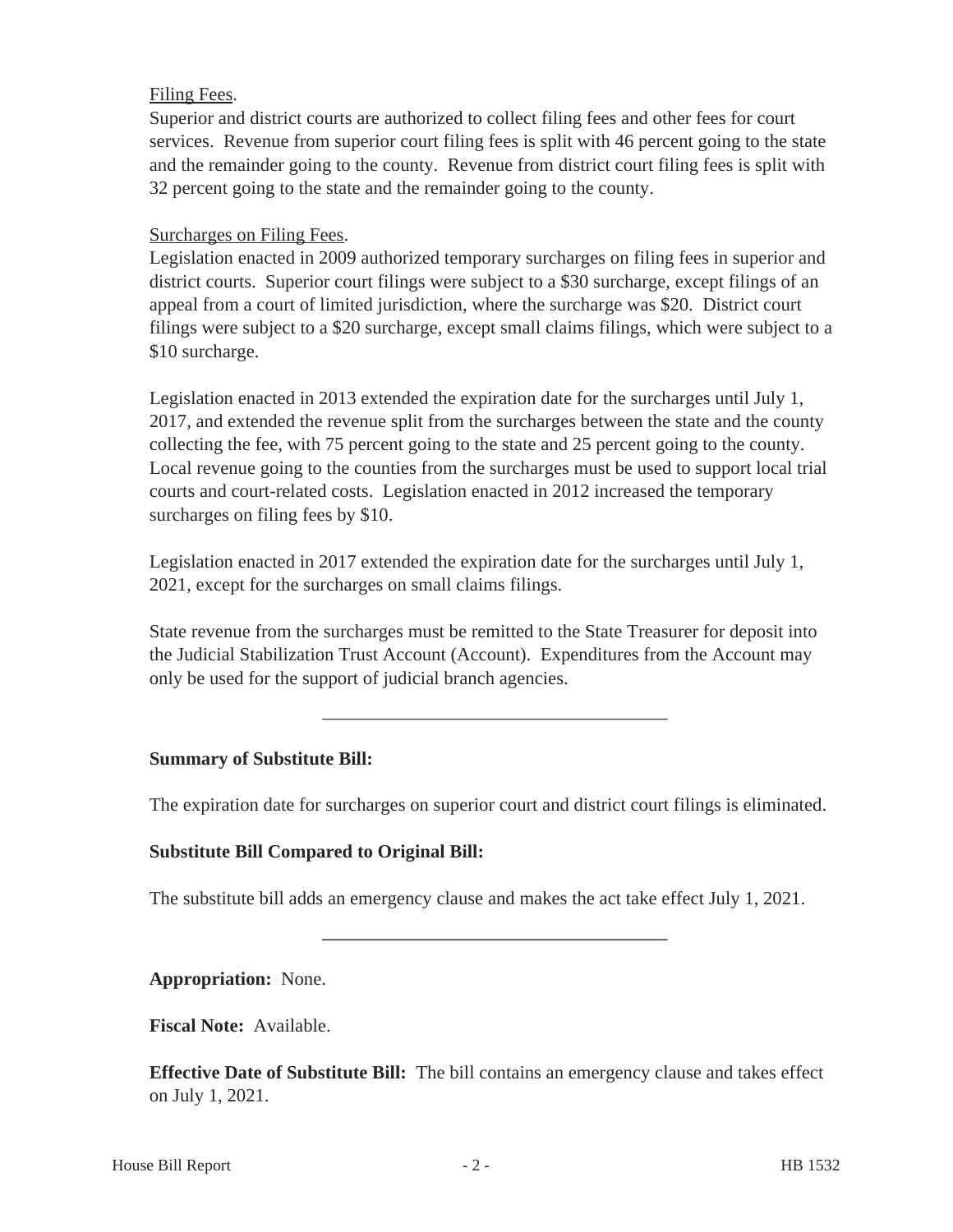Filing Fees.

Superior and district courts are authorized to collect filing fees and other fees for court services. Revenue from superior court filing fees is split with 46 percent going to the state and the remainder going to the county. Revenue from district court filing fees is split with 32 percent going to the state and the remainder going to the county.

Surcharges on Filing Fees.

Legislation enacted in 2009 authorized temporary surcharges on filing fees in superior and district courts. Superior court filings were subject to a $30 surcharge, except filings of an appeal from a court of limited jurisdiction, where the surcharge was $20. District court filings were subject to a $20 surcharge, except small claims filings, which were subject to a $10 surcharge.

Legislation enacted in 2013 extended the expiration date for the surcharges until July 1, 2017, and extended the revenue split from the surcharges between the state and the county collecting the fee, with 75 percent going to the state and 25 percent going to the county. Local revenue going to the counties from the surcharges must be used to support local trial courts and court-related costs. Legislation enacted in 2012 increased the temporary surcharges on filing fees by $10.

Legislation enacted in 2017 extended the expiration date for the surcharges until July 1, 2021, except for the surcharges on small claims filings.

State revenue from the surcharges must be remitted to the State Treasurer for deposit into the Judicial Stabilization Trust Account (Account). Expenditures from the Account may only be used for the support of judicial branch agencies.

---

**Summary of Substitute Bill:**

The expiration date for surcharges on superior court and district court filings is eliminated.

**Substitute Bill Compared to Original Bill:**

The substitute bill adds an emergency clause and makes the act take effect July 1, 2021.

---

**Appropriation:** None.

**Fiscal Note:** Available.

**Effective Date of Substitute Bill:** The bill contains an emergency clause and takes effect on July 1, 2021.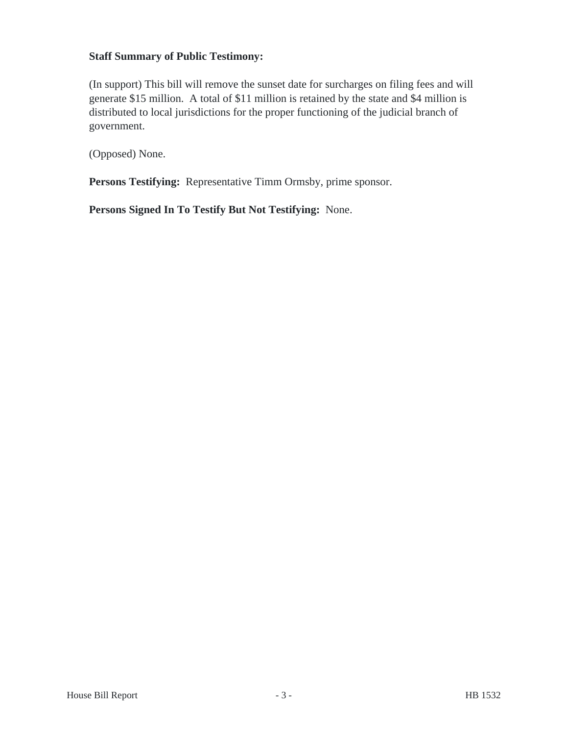**Staff Summary of Public Testimony:**

(In support) This bill will remove the sunset date for surcharges on filing fees and will generate $15 million. A total of $11 million is retained by the state and $4 million is distributed to local jurisdictions for the proper functioning of the judicial branch of government.

(Opposed) None.

**Persons Testifying:** Representative Timm Ormsby, prime sponsor.

**Persons Signed In To Testify But Not Testifying:** None.